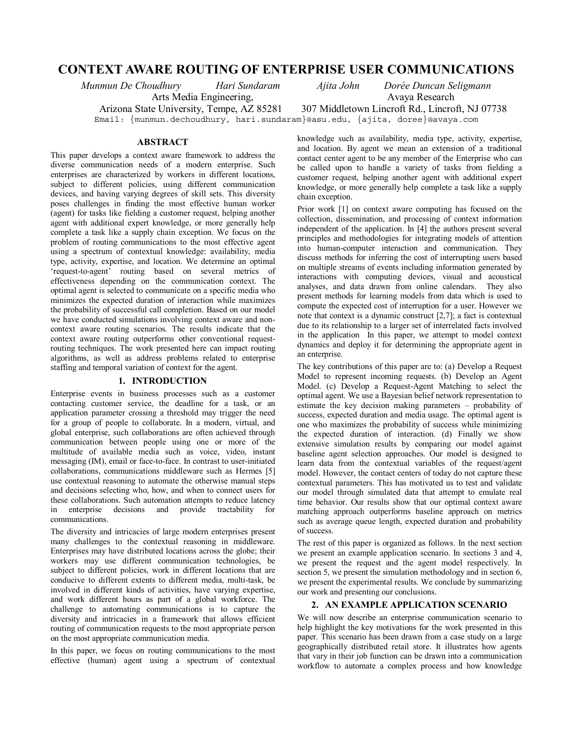# CONTEXT AWARE ROUTING OF ENTERPRISE USER COMMUNICATIONS

*Munmun De Choudhury* *Hari Sundaram* *Ajita John* *Dorée Duncan Seligmann*

Arts Media Engineering, Arizona State University, Tempe, AZ 85281

Avaya Research, 307 Middletown Lincroft Rd., Lincroft, NJ 07738

Email: {munmun.dechoudhury, hari.sundaram}@asu.edu, {ajita, doree}@avaya.com

## ABSTRACT

This paper develops a context aware framework to address the diverse communication needs of a modern enterprise. Such enterprises are characterized by workers in different locations, subject to different policies, using different communication devices, and having varying degrees of skill sets. This diversity poses challenges in finding the most effective human worker (agent) for tasks like fielding a customer request, helping another agent with additional expert knowledge, or more generally help complete a task like a supply chain exception. We focus on the problem of routing communications to the most effective agent using a spectrum of contextual knowledge: availability, media type, activity, expertise, and location. We determine an optimal 'request-to-agent' routing based on several metrics of effectiveness depending on the communication context. The optimal agent is selected to communicate on a specific media who minimizes the expected duration of interaction while maximizes the probability of successful call completion. Based on our model we have conducted simulations involving context aware and non-context aware routing scenarios. The results indicate that the context aware routing outperforms other conventional request-routing techniques. The work presented here can impact routing algorithms, as well as address problems related to enterprise staffing and temporal variation of context for the agent.

## 1. INTRODUCTION

Enterprise events in business processes such as a customer contacting customer service, the deadline for a task, or an application parameter crossing a threshold may trigger the need for a group of people to collaborate. In a modern, virtual, and global enterprise, such collaborations are often achieved through communication between people using one or more of the multitude of available media such as voice, video, instant messaging (IM), email or face-to-face. In contrast to user-initiated collaborations, communications middleware such as Hermes [5] use contextual reasoning to automate the otherwise manual steps and decisions selecting who, how, and when to connect users for these collaborations. Such automation attempts to reduce latency in enterprise decisions and provide tractability for communications.

The diversity and intricacies of large modern enterprises present many challenges to the contextual reasoning in middleware. Enterprises may have distributed locations across the globe; their workers may use different communication technologies, be subject to different policies, work in different locations that are conducive to different extents to different media, multi-task, be involved in different kinds of activities, have varying expertise, and work different hours as part of a global workforce. The challenge to automating communications is to capture the diversity and intricacies in a framework that allows efficient routing of communication requests to the most appropriate person on the most appropriate communication media.

In this paper, we focus on routing communications to the most effective (human) agent using a spectrum of contextual knowledge such as availability, media type, activity, expertise, and location. By agent we mean an extension of a traditional contact center agent to be any member of the Enterprise who can be called upon to handle a variety of tasks from fielding a customer request, helping another agent with additional expert knowledge, or more generally help complete a task like a supply chain exception.

Prior work [1] on context aware computing has focused on the collection, dissemination, and processing of context information independent of the application. In [4] the authors present several principles and methodologies for integrating models of attention into human-computer interaction and communication. They discuss methods for inferring the cost of interrupting users based on multiple streams of events including information generated by interactions with computing devices, visual and acoustical analyses, and data drawn from online calendars. They also present methods for learning models from data which is used to compute the expected cost of interruption for a user. However we note that context is a dynamic construct [2,7]; a fact is contextual due to its relationship to a larger set of interrelated facts involved in the application In this paper, we attempt to model context dynamics and deploy it for determining the appropriate agent in an enterprise.

The key contributions of this paper are to: (a) Develop a Request Model to represent incoming requests. (b) Develop an Agent Model. (c) Develop a Request-Agent Matching to select the optimal agent. We use a Bayesian belief network representation to estimate the key decision making parameters – probability of success, expected duration and media usage. The optimal agent is one who maximizes the probability of success while minimizing the expected duration of interaction. (d) Finally we show extensive simulation results by comparing our model against baseline agent selection approaches. Our model is designed to learn data from the contextual variables of the request/agent model. However, the contact centers of today do not capture these contextual parameters. This has motivated us to test and validate our model through simulated data that attempt to emulate real time behavior. Our results show that our optimal context aware matching approach outperforms baseline approach on metrics such as average queue length, expected duration and probability of success.

The rest of this paper is organized as follows. In the next section we present an example application scenario. In sections 3 and 4, we present the request and the agent model respectively. In section 5, we present the simulation methodology and in section 6, we present the experimental results. We conclude by summarizing our work and presenting our conclusions.

## 2. AN EXAMPLE APPLICATION SCENARIO

We will now describe an enterprise communication scenario to help highlight the key motivations for the work presented in this paper. This scenario has been drawn from a case study on a large geographically distributed retail store. It illustrates how agents that vary in their job function can be drawn into a communication workflow to automate a complex process and how knowledge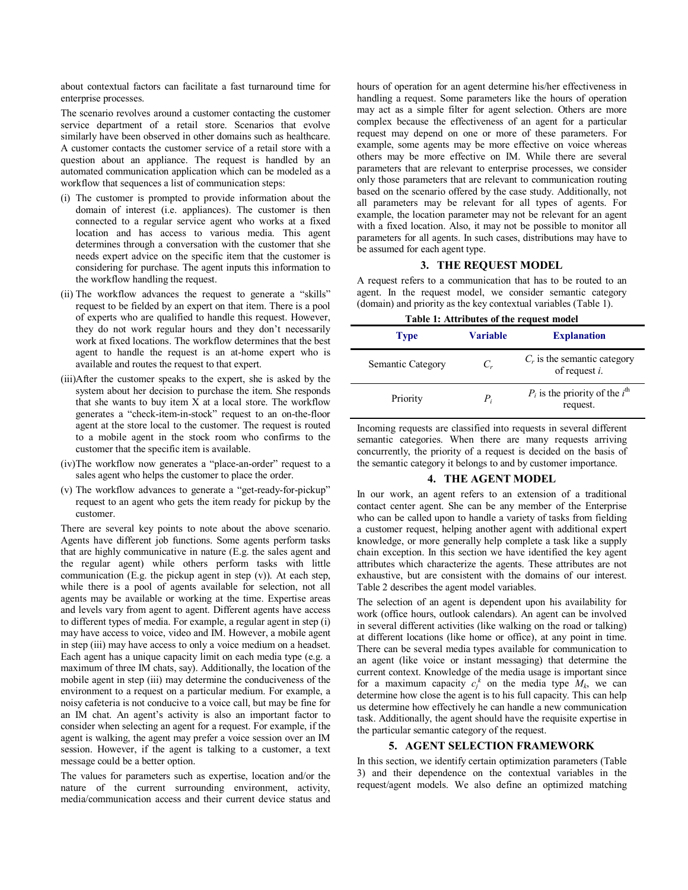about contextual factors can facilitate a fast turnaround time for enterprise processes.

The scenario revolves around a customer contacting the customer service department of a retail store. Scenarios that evolve similarly have been observed in other domains such as healthcare. A customer contacts the customer service of a retail store with a question about an appliance. The request is handled by an automated communication application which can be modeled as a workflow that sequences a list of communication steps:

(i) The customer is prompted to provide information about the domain of interest (i.e. appliances). The customer is then connected to a regular service agent who works at a fixed location and has access to various media. This agent determines through a conversation with the customer that she needs expert advice on the specific item that the customer is considering for purchase. The agent inputs this information to the workflow handling the request.

(ii) The workflow advances the request to generate a "skills" request to be fielded by an expert on that item. There is a pool of experts who are qualified to handle this request. However, they do not work regular hours and they don't necessarily work at fixed locations. The workflow determines that the best agent to handle the request is an at-home expert who is available and routes the request to that expert.

(iii) After the customer speaks to the expert, she is asked by the system about her decision to purchase the item. She responds that she wants to buy item X at a local store. The workflow generates a "check-item-in-stock" request to an on-the-floor agent at the store local to the customer. The request is routed to a mobile agent in the stock room who confirms to the customer that the specific item is available.

(iv) The workflow now generates a "place-an-order" request to a sales agent who helps the customer to place the order.

(v) The workflow advances to generate a "get-ready-for-pickup" request to an agent who gets the item ready for pickup by the customer.

There are several key points to note about the above scenario. Agents have different job functions. Some agents perform tasks that are highly communicative in nature (E.g. the sales agent and the regular agent) while others perform tasks with little communication (E.g. the pickup agent in step (v)). At each step, while there is a pool of agents available for selection, not all agents may be available or working at the time. Expertise areas and levels vary from agent to agent. Different agents have access to different types of media. For example, a regular agent in step (i) may have access to voice, video and IM. However, a mobile agent in step (iii) may have access to only a voice medium on a headset. Each agent has a unique capacity limit on each media type (e.g. a maximum of three IM chats, say). Additionally, the location of the mobile agent in step (iii) may determine the conduciveness of the environment to a request on a particular medium. For example, a noisy cafeteria is not conducive to a voice call, but may be fine for an IM chat. An agent's activity is also an important factor to consider when selecting an agent for a request. For example, if the agent is walking, the agent may prefer a voice session over an IM session. However, if the agent is talking to a customer, a text message could be a better option.

The values for parameters such as expertise, location and/or the nature of the current surrounding environment, activity, media/communication access and their current device status and hours of operation for an agent determine his/her effectiveness in handling a request. Some parameters like the hours of operation may act as a simple filter for agent selection. Others are more complex because the effectiveness of an agent for a particular request may depend on one or more of these parameters. For example, some agents may be more effective on voice whereas others may be more effective on IM. While there are several parameters that are relevant to enterprise processes, we consider only those parameters that are relevant to communication routing based on the scenario offered by the case study. Additionally, not all parameters may be relevant for all types of agents. For example, the location parameter may not be relevant for an agent with a fixed location. Also, it may not be possible to monitor all parameters for all agents. In such cases, distributions may have to be assumed for each agent type.

## 3. THE REQUEST MODEL

A request refers to a communication that has to be routed to an agent. In the request model, we consider semantic category (domain) and priority as the key contextual variables (Table 1).

**Table 1: Attributes of the request model**

| Type | Variable | Explanation |
|---|---|---|
| Semantic Category | $C_r$ | $C_r$ is the semantic category of request *i*. |
| Priority | $P_i$ | $P_i$ is the priority of the $i^{\text{th}}$ request. |

Incoming requests are classified into requests in several different semantic categories. When there are many requests arriving concurrently, the priority of a request is decided on the basis of the semantic category it belongs to and by customer importance.

## 4. THE AGENT MODEL

In our work, an agent refers to an extension of a traditional contact center agent. She can be any member of the Enterprise who can be called upon to handle a variety of tasks from fielding a customer request, helping another agent with additional expert knowledge, or more generally help complete a task like a supply chain exception. In this section we have identified the key agent attributes which characterize the agents. These attributes are not exhaustive, but are consistent with the domains of our interest. Table 2 describes the agent model variables.

The selection of an agent is dependent upon his availability for work (office hours, outlook calendars). An agent can be involved in several different activities (like walking on the road or talking) at different locations (like home or office), at any point in time. There can be several media types available for communication to an agent (like voice or instant messaging) that determine the current context. Knowledge of the media usage is important since for a maximum capacity $c_j^k$ on the media type $M_k$, we can determine how close the agent is to his full capacity. This can help us determine how effectively he can handle a new communication task. Additionally, the agent should have the requisite expertise in the particular semantic category of the request.

## 5. AGENT SELECTION FRAMEWORK

In this section, we identify certain optimization parameters (Table 3) and their dependence on the contextual variables in the request/agent models. We also define an optimized matching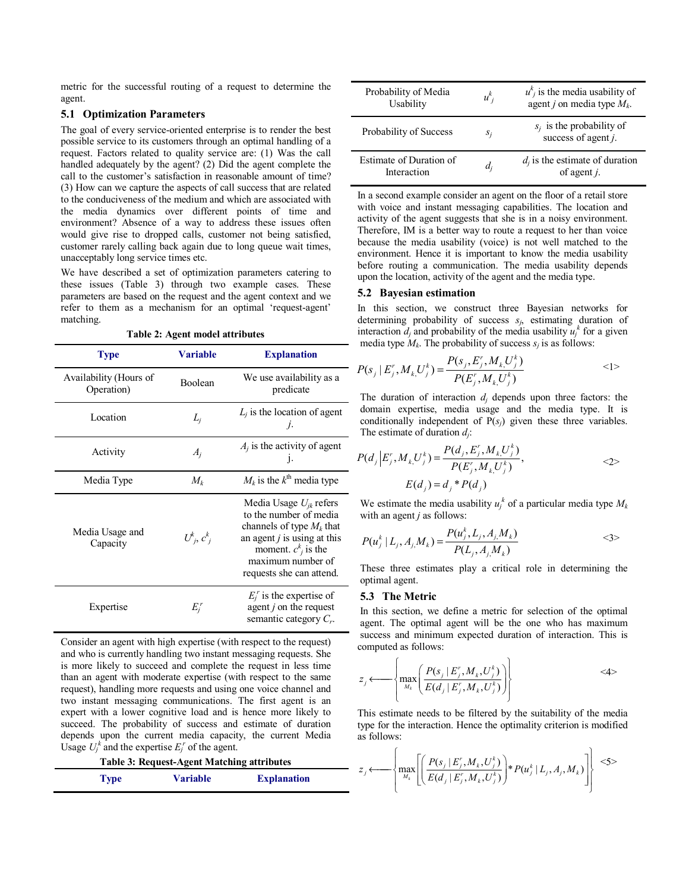metric for the successful routing of a request to determine the agent.

### 5.1 Optimization Parameters

The goal of every service-oriented enterprise is to render the best possible service to its customers through an optimal handling of a request. Factors related to quality service are: (1) Was the call handled adequately by the agent? (2) Did the agent complete the call to the customer's satisfaction in reasonable amount of time? (3) How can we capture the aspects of call success that are related to the conduciveness of the medium and which are associated with the media dynamics over different points of time and environment? Absence of a way to address these issues often would give rise to dropped calls, customer not being satisfied, customer rarely calling back again due to long queue wait times, unacceptably long service times etc.

We have described a set of optimization parameters catering to these issues (Table 3) through two example cases. These parameters are based on the request and the agent context and we refer to them as a mechanism for an optimal 'request-agent' matching.

**Table 2: Agent model attributes**

| Type | Variable | Explanation |
|---|---|---|
| Availability (Hours of Operation) | Boolean | We use availability as a predicate |
| Location | $L_j$ | $L_j$ is the location of agent *j*. |
| Activity | $A_j$ | $A_j$ is the activity of agent j. |
| Media Type | $M_k$ | $M_k$ is the $k^{\text{th}}$ media type |
| Media Usage and Capacity | $U^k_j$, $c^k_j$ | Media Usage $U_{jk}$ refers to the number of media channels of type $M_k$ that an agent *j* is using at this moment. $c^k_j$ is the maximum number of requests she can attend. |
| Expertise | $E^r_j$ | $E^r_j$ is the expertise of agent *j* on the request semantic category $C_r$. |

Consider an agent with high expertise (with respect to the request) and who is currently handling two instant messaging requests. She is more likely to succeed and complete the request in less time than an agent with moderate expertise (with respect to the same request), handling more requests and using one voice channel and two instant messaging communications. The first agent is an expert with a lower cognitive load and is hence more likely to succeed. The probability of success and estimate of duration depends upon the current media capacity, the current Media Usage $U^k_j$ and the expertise $E^r_j$ of the agent.

**Table 3: Request-Agent Matching attributes**

| Type | Variable | Explanation |
|---|---|---|
| Probability of Media Usability | $u^k_j$ | $u^k_j$ is the media usability of agent *j* on media type $M_k$. |
| Probability of Success | $s_j$ | $s_j$ is the probability of success of agent *j*. |
| Estimate of Duration of Interaction | $d_j$ | $d_j$ is the estimate of duration of agent *j*. |

In a second example consider an agent on the floor of a retail store with voice and instant messaging capabilities. The location and activity of the agent suggests that she is in a noisy environment. Therefore, IM is a better way to route a request to her than voice because the media usability (voice) is not well matched to the environment. Hence it is important to know the media usability before routing a communication. The media usability depends upon the location, activity of the agent and the media type.

### 5.2 Bayesian estimation

In this section, we construct three Bayesian networks for determining probability of success $s_j$, estimating duration of interaction $d_j$ and probability of the media usability $u^k_j$ for a given media type $M_k$. The probability of success $s_j$ is as follows:

$$P(s_j \mid E^r_j, M_k, U^k_j) = \frac{P(s_j, E^r_j, M_k, U^k_j)}{P(E^r_j, M_k, U^k_j)} \qquad \text{<1>}$$

The duration of interaction $d_j$ depends upon three factors: the domain expertise, media usage and the media type. It is conditionally independent of $P(s_j)$ given these three variables. The estimate of duration $d_j$:

$$P(d_j \mid E^r_j, M_k, U^k_j) = \frac{P(d_j, E^r_j, M_k, U^k_j)}{P(E^r_j, M_k, U^k_j)}, \qquad \text{<2>}$$
$$E(d_j) = d_j * P(d_j)$$

We estimate the media usability $u^k_j$ of a particular media type $M_k$ with an agent *j* as follows:

$$P(u^k_j \mid L_j, A_j, M_k) = \frac{P(u^k_j, L_j, A_j, M_k)}{P(L_j, A_j, M_k)} \qquad \text{<3>}$$

These three estimates play a critical role in determining the optimal agent.

### 5.3 The Metric

In this section, we define a metric for selection of the optimal agent. The optimal agent will be the one who has maximum success and minimum expected duration of interaction. This is computed as follows:

$$z_j \longleftarrow \left\{ \max_{M_k} \left( \frac{P(s_j \mid E^r_j, M_k, U^k_j)}{E(d_j \mid E^r_j, M_k, U^k_j)} \right) \right\} \qquad \text{<4>}$$

This estimate needs to be filtered by the suitability of the media type for the interaction. Hence the optimality criterion is modified as follows:

$$z_j \longleftarrow \left\{ \max_{M_k} \left[ \left( \frac{P(s_j \mid E^r_j, M_k, U^k_j)}{E(d_j \mid E^r_j, M_k, U^k_j)} \right) * P(u^k_j \mid L_j, A_j, M_k) \right] \right\} \qquad \text{<5>}$$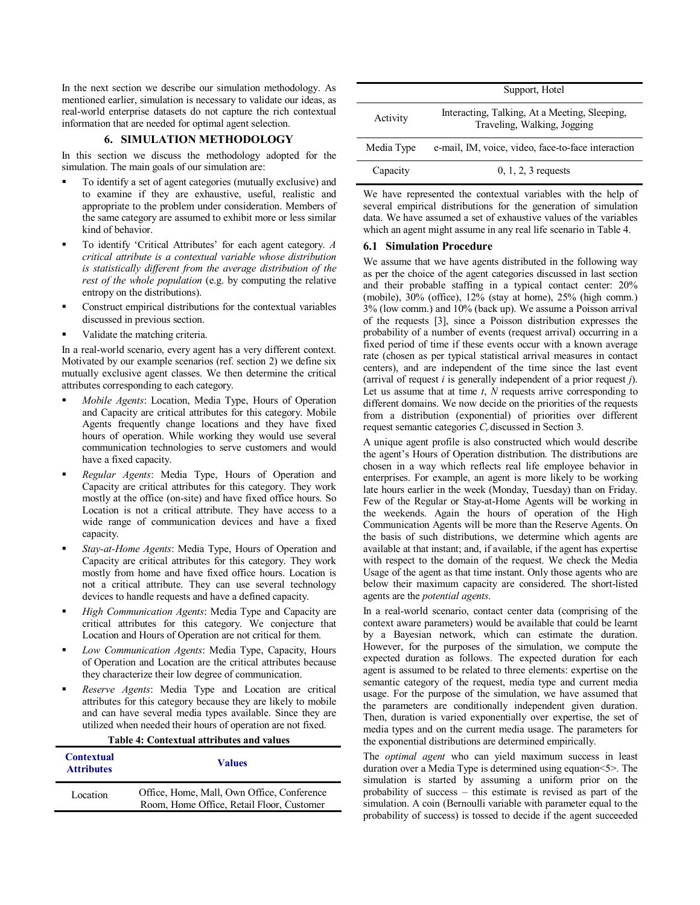In the next section we describe our simulation methodology. As mentioned earlier, simulation is necessary to validate our ideas, as real-world enterprise datasets do not capture the rich contextual information that are needed for optimal agent selection.

## 6. SIMULATION METHODOLOGY

In this section we discuss the methodology adopted for the simulation. The main goals of our simulation are:

- To identify a set of agent categories (mutually exclusive) and to examine if they are exhaustive, useful, realistic and appropriate to the problem under consideration. Members of the same category are assumed to exhibit more or less similar kind of behavior.
- To identify 'Critical Attributes' for each agent category. *A critical attribute is a contextual variable whose distribution is statistically different from the average distribution of the rest of the whole population* (e.g. by computing the relative entropy on the distributions).
- Construct empirical distributions for the contextual variables discussed in previous section.
- Validate the matching criteria.

In a real-world scenario, every agent has a very different context. Motivated by our example scenarios (ref. section 2) we define six mutually exclusive agent classes. We then determine the critical attributes corresponding to each category.

- *Mobile Agents*: Location, Media Type, Hours of Operation and Capacity are critical attributes for this category. Mobile Agents frequently change locations and they have fixed hours of operation. While working they would use several communication technologies to serve customers and would have a fixed capacity.
- *Regular Agents*: Media Type, Hours of Operation and Capacity are critical attributes for this category. They work mostly at the office (on-site) and have fixed office hours. So Location is not a critical attribute. They have access to a wide range of communication devices and have a fixed capacity.
- *Stay-at-Home Agents*: Media Type, Hours of Operation and Capacity are critical attributes for this category. They work mostly from home and have fixed office hours. Location is not a critical attribute. They can use several technology devices to handle requests and have a defined capacity.
- *High Communication Agents*: Media Type and Capacity are critical attributes for this category. We conjecture that Location and Hours of Operation are not critical for them.
- *Low Communication Agents*: Media Type, Capacity, Hours of Operation and Location are the critical attributes because they characterize their low degree of communication.
- *Reserve Agents*: Media Type and Location are critical attributes for this category because they are likely to mobile and can have several media types available. Since they are utilized when needed their hours of operation are not fixed.

**Table 4: Contextual attributes and values**

| Contextual Attributes | Values |
|---|---|
| Location | Office, Home, Mall, Own Office, Conference Room, Home Office, Retail Floor, Customer Support, Hotel |
| Activity | Interacting, Talking, At a Meeting, Sleeping, Traveling, Walking, Jogging |
| Media Type | e-mail, IM, voice, video, face-to-face interaction |
| Capacity | 0, 1, 2, 3 requests |

We have represented the contextual variables with the help of several empirical distributions for the generation of simulation data. We have assumed a set of exhaustive values of the variables which an agent might assume in any real life scenario in Table 4.

### 6.1 Simulation Procedure

We assume that we have agents distributed in the following way as per the choice of the agent categories discussed in last section and their probable staffing in a typical contact center: 20% (mobile), 30% (office), 12% (stay at home), 25% (high comm.) 3% (low comm.) and 10% (back up). We assume a Poisson arrival of the requests [3], since a Poisson distribution expresses the probability of a number of events (request arrival) occurring in a fixed period of time if these events occur with a known average rate (chosen as per typical statistical arrival measures in contact centers), and are independent of the time since the last event (arrival of request *i* is generally independent of a prior request *j*). Let us assume that at time *t*, *N* requests arrive corresponding to different domains. We now decide on the priorities of the requests from a distribution (exponential) of priorities over different request semantic categories $C_r$ discussed in Section 3.

A unique agent profile is also constructed which would describe the agent's Hours of Operation distribution. The distributions are chosen in a way which reflects real life employee behavior in enterprises. For example, an agent is more likely to be working late hours earlier in the week (Monday, Tuesday) than on Friday. Few of the Regular or Stay-at-Home Agents will be working in the weekends. Again the hours of operation of the High Communication Agents will be more than the Reserve Agents. On the basis of such distributions, we determine which agents are available at that instant; and, if available, if the agent has expertise with respect to the domain of the request. We check the Media Usage of the agent as that time instant. Only those agents who are below their maximum capacity are considered. The short-listed agents are the *potential agents*.

In a real-world scenario, contact center data (comprising of the context aware parameters) would be available that could be learnt by a Bayesian network, which can estimate the duration. However, for the purposes of the simulation, we compute the expected duration as follows. The expected duration for each agent is assumed to be related to three elements: expertise on the semantic category of the request, media type and current media usage. For the purpose of the simulation, we have assumed that the parameters are conditionally independent given duration. Then, duration is varied exponentially over expertise, the set of media types and on the current media usage. The parameters for the exponential distributions are determined empirically.

The *optimal agent* who can yield maximum success in least duration over a Media Type is determined using equation<5>. The simulation is started by assuming a uniform prior on the probability of success – this estimate is revised as part of the simulation. A coin (Bernoulli variable with parameter equal to the probability of success) is tossed to decide if the agent succeeded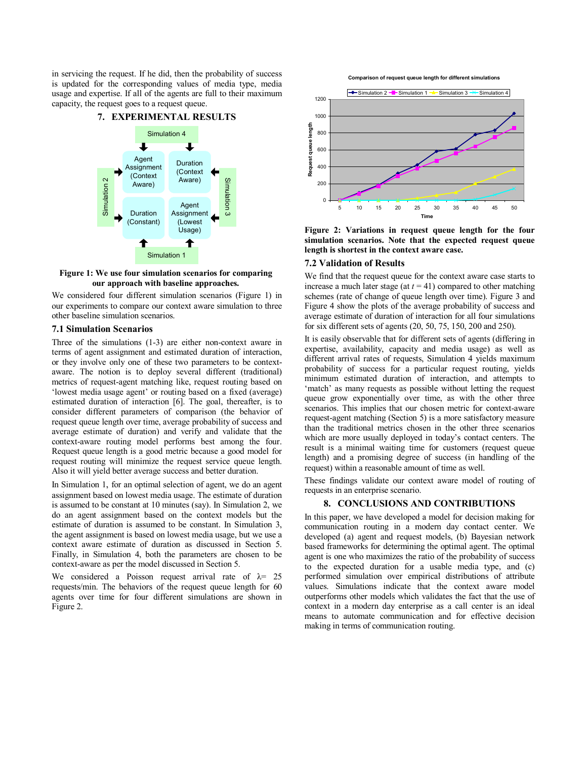in servicing the request. If he did, then the probability of success is updated for the corresponding values of media type, media usage and expertise. If all of the agents are full to their maximum capacity, the request goes to a request queue.

## 7. EXPERIMENTAL RESULTS

**Figure 1: We use four simulation scenarios for comparing our approach with baseline approaches.**

We considered four different simulation scenarios (Figure 1) in our experiments to compare our context aware simulation to three other baseline simulation scenarios.

### 7.1 Simulation Scenarios

Three of the simulations (1-3) are either non-context aware in terms of agent assignment and estimated duration of interaction, or they involve only one of these two parameters to be context-aware. The notion is to deploy several different (traditional) metrics of request-agent matching like, request routing based on 'lowest media usage agent' or routing based on a fixed (average) estimated duration of interaction [6]. The goal, thereafter, is to consider different parameters of comparison (the behavior of request queue length over time, average probability of success and average estimate of duration) and verify and validate that the context-aware routing model performs best among the four. Request queue length is a good metric because a good model for request routing will minimize the request service queue length. Also it will yield better average success and better duration.

In Simulation 1, for an optimal selection of agent, we do an agent assignment based on lowest media usage. The estimate of duration is assumed to be constant at 10 minutes (say). In Simulation 2, we do an agent assignment based on the context models but the estimate of duration is assumed to be constant. In Simulation 3, the agent assignment is based on lowest media usage, but we use a context aware estimate of duration as discussed in Section 5. Finally, in Simulation 4, both the parameters are chosen to be context-aware as per the model discussed in Section 5.

We considered a Poisson request arrival rate of $\lambda = 25$ requests/min. The behaviors of the request queue length for 60 agents over time for four different simulations are shown in Figure 2.

**Figure 2: Variations in request queue length for the four simulation scenarios. Note that the expected request queue length is shortest in the context aware case.**

### 7.2 Validation of Results

We find that the request queue for the context aware case starts to increase a much later stage (at $t = 41$) compared to other matching schemes (rate of change of queue length over time). Figure 3 and Figure 4 show the plots of the average probability of success and average estimate of duration of interaction for all four simulations for six different sets of agents (20, 50, 75, 150, 200 and 250).

It is easily observable that for different sets of agents (differing in expertise, availability, capacity and media usage) as well as different arrival rates of requests, Simulation 4 yields maximum probability of success for a particular request routing, yields minimum estimated duration of interaction, and attempts to 'match' as many requests as possible without letting the request queue grow exponentially over time, as with the other three scenarios. This implies that our chosen metric for context-aware request-agent matching (Section 5) is a more satisfactory measure than the traditional metrics chosen in the other three scenarios which are more usually deployed in today's contact centers. The result is a minimal waiting time for customers (request queue length) and a promising degree of success (in handling of the request) within a reasonable amount of time as well.

These findings validate our context aware model of routing of requests in an enterprise scenario.

## 8. CONCLUSIONS AND CONTRIBUTIONS

In this paper, we have developed a model for decision making for communication routing in a modern day contact center. We developed (a) agent and request models, (b) Bayesian network based frameworks for determining the optimal agent. The optimal agent is one who maximizes the ratio of the probability of success to the expected duration for a usable media type, and (c) performed simulation over empirical distributions of attribute values. Simulations indicate that the context aware model outperforms other models which validates the fact that the use of context in a modern day enterprise as a call center is an ideal means to automate communication and for effective decision making in terms of communication routing.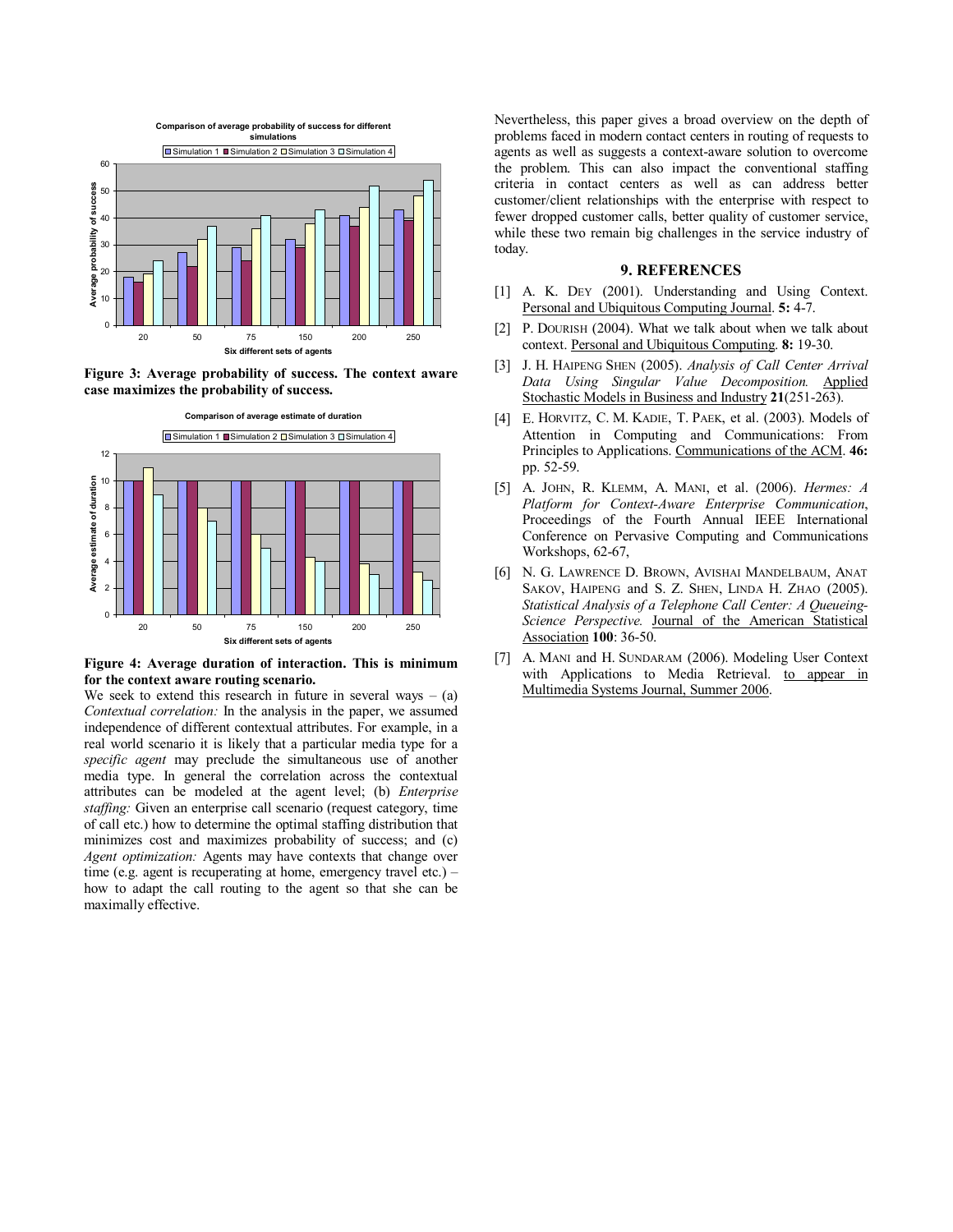Comparison of average probability of success for different simulations

Simulation 1 Simulation 2 Simulation 3 Simulation 4

Average probability of success

0 10 20 30 40 50 60

20 50 75 150 200 250

Six different sets of agents

**Figure 3: Average probability of success. The context aware case maximizes the probability of success.**

Comparison of average estimate of duration

Simulation 1 Simulation 2 Simulation 3 Simulation 4

Average estimate of duration

0 2 4 6 8 10 12

20 50 75 150 200 250

Six different sets of agents

**Figure 4: Average duration of interaction. This is minimum for the context aware routing scenario.**

We seek to extend this research in future in several ways – (a) *Contextual correlation:* In the analysis in the paper, we assumed independence of different contextual attributes. For example, in a real world scenario it is likely that a particular media type for a *specific agent* may preclude the simultaneous use of another media type. In general the correlation across the contextual attributes can be modeled at the agent level; (b) *Enterprise staffing:* Given an enterprise call scenario (request category, time of call etc.) how to determine the optimal staffing distribution that minimizes cost and maximizes probability of success; and (c) *Agent optimization:* Agents may have contexts that change over time (e.g. agent is recuperating at home, emergency travel etc.) – how to adapt the call routing to the agent so that she can be maximally effective.

Nevertheless, this paper gives a broad overview on the depth of problems faced in modern contact centers in routing of requests to agents as well as suggests a context-aware solution to overcome the problem. This can also impact the conventional staffing criteria in contact centers as well as can address better customer/client relationships with the enterprise with respect to fewer dropped customer calls, better quality of customer service, while these two remain big challenges in the service industry of today.

## 9. REFERENCES

[1] A. K. DEY (2001). Understanding and Using Context. Personal and Ubiquitous Computing Journal. **5:** 4-7.

[2] P. DOURISH (2004). What we talk about when we talk about context. Personal and Ubiquitous Computing. **8:** 19-30.

[3] J. H. HAIPENG SHEN (2005). *Analysis of Call Center Arrival Data Using Singular Value Decomposition.* Applied Stochastic Models in Business and Industry **21**(251-263).

[4] E. HORVITZ, C. M. KADIE, T. PAEK, et al. (2003). Models of Attention in Computing and Communications: From Principles to Applications. Communications of the ACM. **46:** pp. 52-59.

[5] A. JOHN, R. KLEMM, A. MANI, et al. (2006). *Hermes: A Platform for Context-Aware Enterprise Communication*, Proceedings of the Fourth Annual IEEE International Conference on Pervasive Computing and Communications Workshops, 62-67,

[6] N. G. LAWRENCE D. BROWN, AVISHAI MANDELBAUM, ANAT SAKOV, HAIPENG and S. Z. SHEN, LINDA H. ZHAO (2005). *Statistical Analysis of a Telephone Call Center: A Queueing-Science Perspective.* Journal of the American Statistical Association **100**: 36-50.

[7] A. MANI and H. SUNDARAM (2006). Modeling User Context with Applications to Media Retrieval. to appear in Multimedia Systems Journal, Summer 2006.